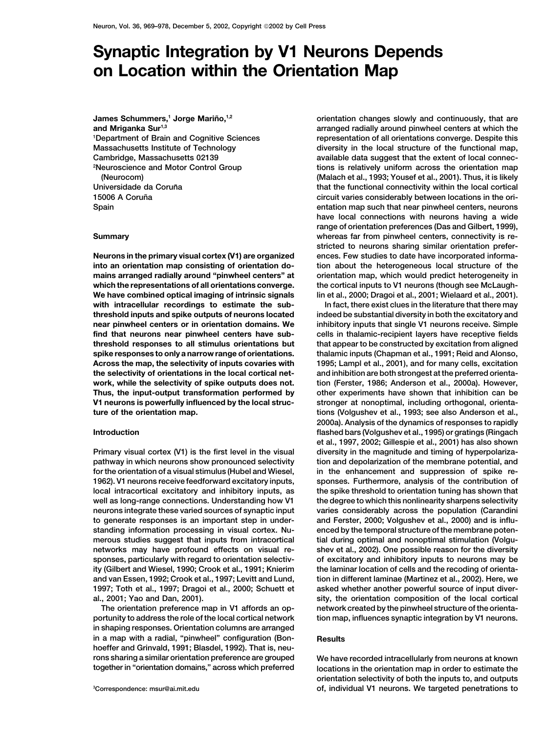# Synaptic Integration by V1 Neurons Depends on Location within the Orientation Map

**James Schummers,[1] Jorge Mariño,[1,2] and Mriganka Sur[1,3]**
[1]Department of Brain and Cognitive Sciences
Massachusetts Institute of Technology
Cambridge, Massachusetts 02139
[2]Neuroscience and Motor Control Group (Neurocom)
Universidade da Coruña
15006 A Coruña
Spain

## Summary

**Neurons in the primary visual cortex (V1) are organized into an orientation map consisting of orientation domains arranged radially around "pinwheel centers" at which the representations of all orientations converge. We have combined optical imaging of intrinsic signals with intracellular recordings to estimate the subthreshold inputs and spike outputs of neurons located near pinwheel centers or in orientation domains. We find that neurons near pinwheel centers have subthreshold responses to all stimulus orientations but spike responses to only a narrow range of orientations. Across the map, the selectivity of inputs covaries with the selectivity of orientations in the local cortical network, while the selectivity of spike outputs does not. Thus, the input-output transformation performed by V1 neurons is powerfully influenced by the local structure of the orientation map.**

## Introduction

Primary visual cortex (V1) is the first level in the visual pathway in which neurons show pronounced selectivity for the orientation of a visual stimulus (Hubel and Wiesel, 1962). V1 neurons receive feedforward excitatory inputs, local intracortical excitatory and inhibitory inputs, as well as long-range connections. Understanding how V1 neurons integrate these varied sources of synaptic input to generate responses is an important step in understanding information processing in visual cortex. Numerous studies suggest that inputs from intracortical networks may have profound effects on visual responses, particularly with regard to orientation selectivity (Gilbert and Wiesel, 1990; Crook et al., 1991; Knierim and van Essen, 1992; Crook et al., 1997; Levitt and Lund, 1997; Toth et al., 1997; Dragoi et al., 2000; Schuett et al., 2001; Yao and Dan, 2001).

The orientation preference map in V1 affords an opportunity to address the role of the local cortical network in shaping responses. Orientation columns are arranged in a map with a radial, "pinwheel" configuration (Bonhoeffer and Grinvald, 1991; Blasdel, 1992). That is, neurons sharing a similar orientation preference are grouped together in "orientation domains," across which preferred orientation changes slowly and continuously, that are arranged radially around pinwheel centers at which the representation of all orientations converge. Despite this diversity in the local structure of the functional map, available data suggest that the extent of local connections is relatively uniform across the orientation map (Malach et al., 1993; Yousef et al., 2001). Thus, it is likely that the functional connectivity within the local cortical circuit varies considerably between locations in the orientation map such that near pinwheel centers, neurons have local connections with neurons having a wide range of orientation preferences (Das and Gilbert, 1999), whereas far from pinwheel centers, connectivity is restricted to neurons sharing similar orientation preferences. Few studies to date have incorporated information about the heterogeneous local structure of the orientation map, which would predict heterogeneity in the cortical inputs to V1 neurons (though see McLaughlin et al., 2000; Dragoi et al., 2001; Wielaard et al., 2001).

In fact, there exist clues in the literature that there may indeed be substantial diversity in both the excitatory and inhibitory inputs that single V1 neurons receive. Simple cells in thalamic-recipient layers have receptive fields that appear to be constructed by excitation from aligned thalamic inputs (Chapman et al., 1991; Reid and Alonso, 1995; Lampl et al., 2001), and for many cells, excitation and inhibition are both strongest at the preferred orientation (Ferster, 1986; Anderson et al., 2000a). However, other experiments have shown that inhibition can be stronger at nonoptimal, including orthogonal, orientations (Volgushev et al., 1993; see also Anderson et al., 2000a). Analysis of the dynamics of responses to rapidly flashed bars (Volgushev et al., 1995) or gratings (Ringach et al., 1997, 2002; Gillespie et al., 2001) has also shown diversity in the magnitude and timing of hyperpolarization and depolarization of the membrane potential, and in the enhancement and suppression of spike responses. Furthermore, analysis of the contribution of the spike threshold to orientation tuning has shown that the degree to which this nonlinearity sharpens selectivity varies considerably across the population (Carandini and Ferster, 2000; Volgushev et al., 2000) and is influenced by the temporal structure of the membrane potential during optimal and nonoptimal stimulation (Volgushev et al., 2002). One possible reason for the diversity of excitatory and inhibitory inputs to neurons may be the laminar location of cells and the recoding of orientation in different laminae (Martinez et al., 2002). Here, we asked whether another powerful source of input diversity, the orientation composition of the local cortical network created by the pinwheel structure of the orientation map, influences synaptic integration by V1 neurons.

## Results

We have recorded intracellularly from neurons at known locations in the orientation map in order to estimate the orientation selectivity of both the inputs to, and outputs of, individual V1 neurons. We targeted penetrations to

[3]Correspondence: msur@ai.mit.edu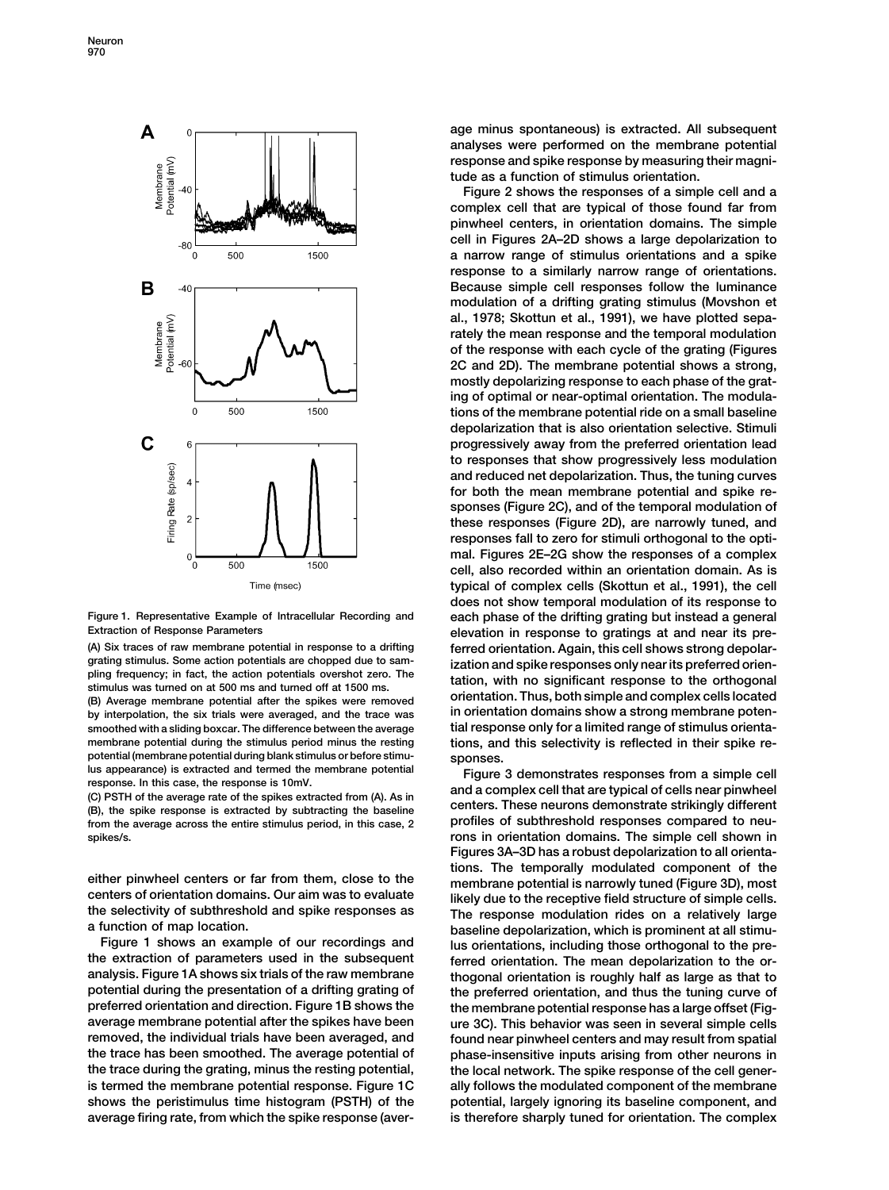Figure 1. Representative Example of Intracellular Recording and Extraction of Response Parameters

(A) Six traces of raw membrane potential in response to a drifting grating stimulus. Some action potentials are chopped due to sampling frequency; in fact, the action potentials overshoot zero. The stimulus was turned on at 500 ms and turned off at 1500 ms.

(B) Average membrane potential after the spikes were removed by interpolation, the six trials were averaged, and the trace was smoothed with a sliding boxcar. The difference between the average membrane potential during the stimulus period minus the resting potential (membrane potential during blank stimulus or before stimulus appearance) is extracted and termed the membrane potential response. In this case, the response is 10mV.

(C) PSTH of the average rate of the spikes extracted from (A). As in (B), the spike response is extracted by subtracting the baseline from the average across the entire stimulus period, in this case, 2 spikes/s.

either pinwheel centers or far from them, close to the centers of orientation domains. Our aim was to evaluate the selectivity of subthreshold and spike responses as a function of map location.

Figure 1 shows an example of our recordings and the extraction of parameters used in the subsequent analysis. Figure 1A shows six trials of the raw membrane potential during the presentation of a drifting grating of preferred orientation and direction. Figure 1B shows the average membrane potential after the spikes have been removed, the individual trials have been averaged, and the trace has been smoothed. The average potential of the trace during the grating, minus the resting potential, is termed the membrane potential response. Figure 1C shows the peristimulus time histogram (PSTH) of the average firing rate, from which the spike response (average minus spontaneous) is extracted. All subsequent analyses were performed on the membrane potential response and spike response by measuring their magnitude as a function of stimulus orientation.

Figure 2 shows the responses of a simple cell and a complex cell that are typical of those found far from pinwheel centers, in orientation domains. The simple cell in Figures 2A–2D shows a large depolarization to a narrow range of stimulus orientations and a spike response to a similarly narrow range of orientations. Because simple cell responses follow the luminance modulation of a drifting grating stimulus (Movshon et al., 1978; Skottun et al., 1991), we have plotted separately the mean response and the temporal modulation of the response with each cycle of the grating (Figures 2C and 2D). The membrane potential shows a strong, mostly depolarizing response to each phase of the grating of optimal or near-optimal orientation. The modulations of the membrane potential ride on a small baseline depolarization that is also orientation selective. Stimuli progressively away from the preferred orientation lead to responses that show progressively less modulation and reduced net depolarization. Thus, the tuning curves for both the mean membrane potential and spike responses (Figure 2C), and of the temporal modulation of these responses (Figure 2D), are narrowly tuned, and responses fall to zero for stimuli orthogonal to the optimal. Figures 2E–2G show the responses of a complex cell, also recorded within an orientation domain. As is typical of complex cells (Skottun et al., 1991), the cell does not show temporal modulation of its response to each phase of the drifting grating but instead a general elevation in response to gratings at and near its preferred orientation. Again, this cell shows strong depolarization and spike responses only near its preferred orientation, with no significant response to the orthogonal orientation. Thus, both simple and complex cells located in orientation domains show a strong membrane potential response only for a limited range of stimulus orientations, and this selectivity is reflected in their spike responses.

Figure 3 demonstrates responses from a simple cell and a complex cell that are typical of cells near pinwheel centers. These neurons demonstrate strikingly different profiles of subthreshold responses compared to neurons in orientation domains. The simple cell shown in Figures 3A–3D has a robust depolarization to all orientations. The temporally modulated component of the membrane potential is narrowly tuned (Figure 3D), most likely due to the receptive field structure of simple cells. The response modulation rides on a relatively large baseline depolarization, which is prominent at all stimulus orientations, including those orthogonal to the preferred orientation. The mean depolarization to the orthogonal orientation is roughly half as large as that to the preferred orientation, and thus the tuning curve of the membrane potential response has a large offset (Figure 3C). This behavior was seen in several simple cells found near pinwheel centers and may result from spatial phase-insensitive inputs arising from other neurons in the local network. The spike response of the cell generally follows the modulated component of the membrane potential, largely ignoring its baseline component, and is therefore sharply tuned for orientation. The complex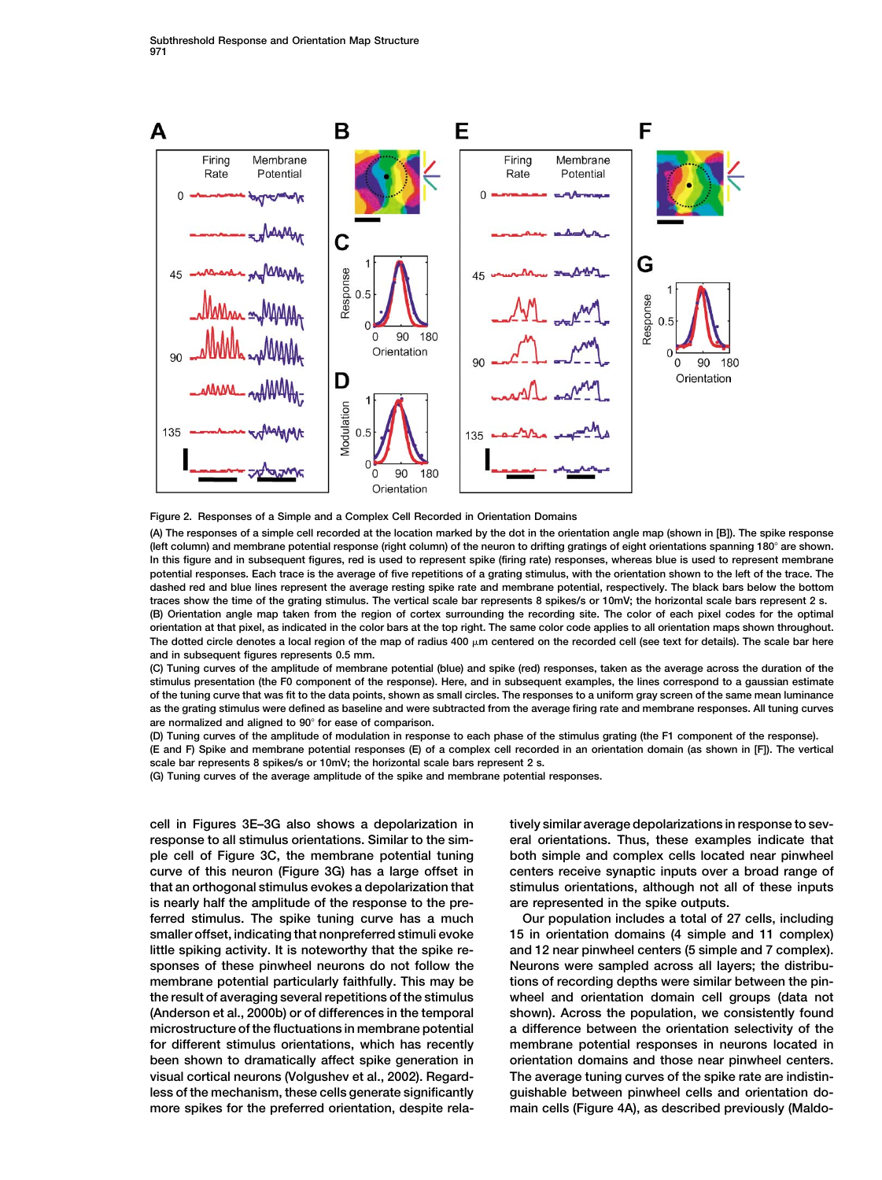Figure 2. Responses of a Simple and a Complex Cell Recorded in Orientation Domains

(A) The responses of a simple cell recorded at the location marked by the dot in the orientation angle map (shown in [B]). The spike response (left column) and membrane potential response (right column) of the neuron to drifting gratings of eight orientations spanning 180° are shown. In this figure and in subsequent figures, red is used to represent spike (firing rate) responses, whereas blue is used to represent membrane potential responses. Each trace is the average of five repetitions of a grating stimulus, with the orientation shown to the left of the trace. The dashed red and blue lines represent the average resting spike rate and membrane potential, respectively. The black bars below the bottom traces show the time of the grating stimulus. The vertical scale bar represents 8 spikes/s or 10mV; the horizontal scale bars represent 2 s.

(B) Orientation angle map taken from the region of cortex surrounding the recording site. The color of each pixel codes for the optimal orientation at that pixel, as indicated in the color bars at the top right. The same color code applies to all orientation maps shown throughout. The dotted circle denotes a local region of the map of radius 400 μm centered on the recorded cell (see text for details). The scale bar here and in subsequent figures represents 0.5 mm.

(C) Tuning curves of the amplitude of membrane potential (blue) and spike (red) responses, taken as the average across the duration of the stimulus presentation (the F0 component of the response). Here, and in subsequent examples, the lines correspond to a gaussian estimate of the tuning curve that was fit to the data points, shown as small circles. The responses to a uniform gray screen of the same mean luminance as the grating stimulus were defined as baseline and were subtracted from the average firing rate and membrane responses. All tuning curves are normalized and aligned to 90° for ease of comparison.

(D) Tuning curves of the amplitude of modulation in response to each phase of the stimulus grating (the F1 component of the response).

(E and F) Spike and membrane potential responses (E) of a complex cell recorded in an orientation domain (as shown in [F]). The vertical scale bar represents 8 spikes/s or 10mV; the horizontal scale bars represent 2 s.

(G) Tuning curves of the average amplitude of the spike and membrane potential responses.

cell in Figures 3E–3G also shows a depolarization in response to all stimulus orientations. Similar to the simple cell of Figure 3C, the membrane potential tuning curve of this neuron (Figure 3G) has a large offset in that an orthogonal stimulus evokes a depolarization that is nearly half the amplitude of the response to the preferred stimulus. The spike tuning curve has a much smaller offset, indicating that nonpreferred stimuli evoke little spiking activity. It is noteworthy that the spike responses of these pinwheel neurons do not follow the membrane potential particularly faithfully. This may be the result of averaging several repetitions of the stimulus (Anderson et al., 2000b) or of differences in the temporal microstructure of the fluctuations in membrane potential for different stimulus orientations, which has recently been shown to dramatically affect spike generation in visual cortical neurons (Volgushev et al., 2002). Regardless of the mechanism, these cells generate significantly more spikes for the preferred orientation, despite relatively similar average depolarizations in response to several orientations. Thus, these examples indicate that both simple and complex cells located near pinwheel centers receive synaptic inputs over a broad range of stimulus orientations, although not all of these inputs are represented in the spike outputs.

Our population includes a total of 27 cells, including 15 in orientation domains (4 simple and 11 complex) and 12 near pinwheel centers (5 simple and 7 complex). Neurons were sampled across all layers; the distributions of recording depths were similar between the pinwheel and orientation domain cell groups (data not shown). Across the population, we consistently found a difference between the orientation selectivity of the membrane potential responses in neurons located in orientation domains and those near pinwheel centers. The average tuning curves of the spike rate are indistinguishable between pinwheel cells and orientation domain cells (Figure 4A), as described previously (Maldo-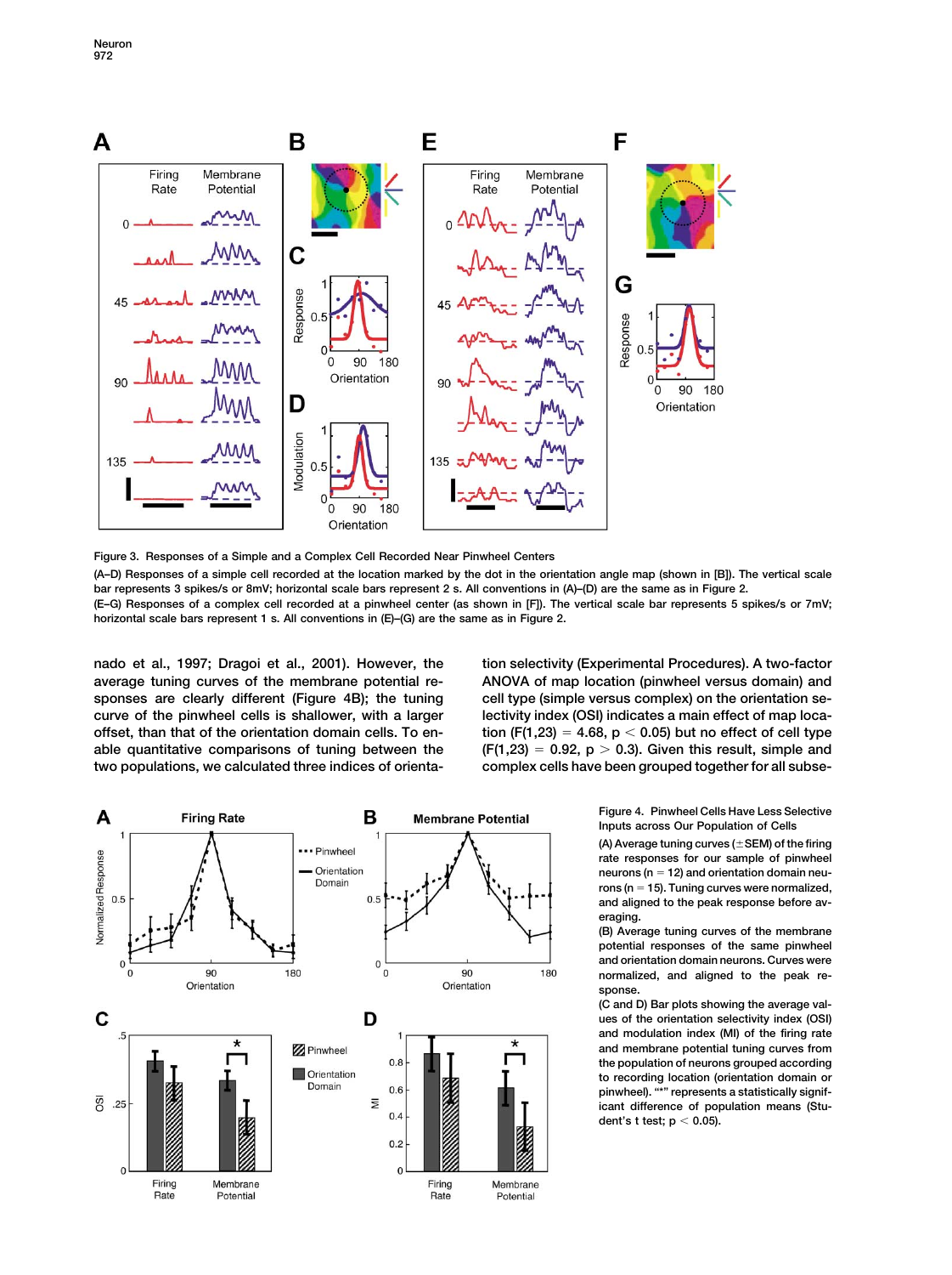Figure 3. Responses of a Simple and a Complex Cell Recorded Near Pinwheel Centers

(A–D) Responses of a simple cell recorded at the location marked by the dot in the orientation angle map (shown in [B]). The vertical scale bar represents 3 spikes/s or 8mV; horizontal scale bars represent 2 s. All conventions in (A)–(D) are the same as in Figure 2.

(E–G) Responses of a complex cell recorded at a pinwheel center (as shown in [F]). The vertical scale bar represents 5 spikes/s or 7mV; horizontal scale bars represent 1 s. All conventions in (E)–(G) are the same as in Figure 2.

nado et al., 1997; Dragoi et al., 2001). However, the average tuning curves of the membrane potential responses are clearly different (Figure 4B); the tuning curve of the pinwheel cells is shallower, with a larger offset, than that of the orientation domain cells. To enable quantitative comparisons of tuning between the two populations, we calculated three indices of orientation selectivity (Experimental Procedures). A two-factor ANOVA of map location (pinwheel versus domain) and cell type (simple versus complex) on the orientation selectivity index (OSI) indicates a main effect of map location ($F(1,23) = 4.68$, $p < 0.05$) but no effect of cell type ($F(1,23) = 0.92$, $p > 0.3$). Given this result, simple and complex cells have been grouped together for all subse-

Figure 4. Pinwheel Cells Have Less Selective Inputs across Our Population of Cells

(A) Average tuning curves (±SEM) of the firing rate responses for our sample of pinwheel neurons (n = 12) and orientation domain neurons (n = 15). Tuning curves were normalized, and aligned to the peak response before averaging.

(B) Average tuning curves of the membrane potential responses of the same pinwheel and orientation domain neurons. Curves were normalized, and aligned to the peak response.

(C and D) Bar plots showing the average values of the orientation selectivity index (OSI) and modulation index (MI) of the firing rate and membrane potential tuning curves from the population of neurons grouped according to recording location (orientation domain or pinwheel). "*" represents a statistically significant difference of population means (Student's t test; $p < 0.05$).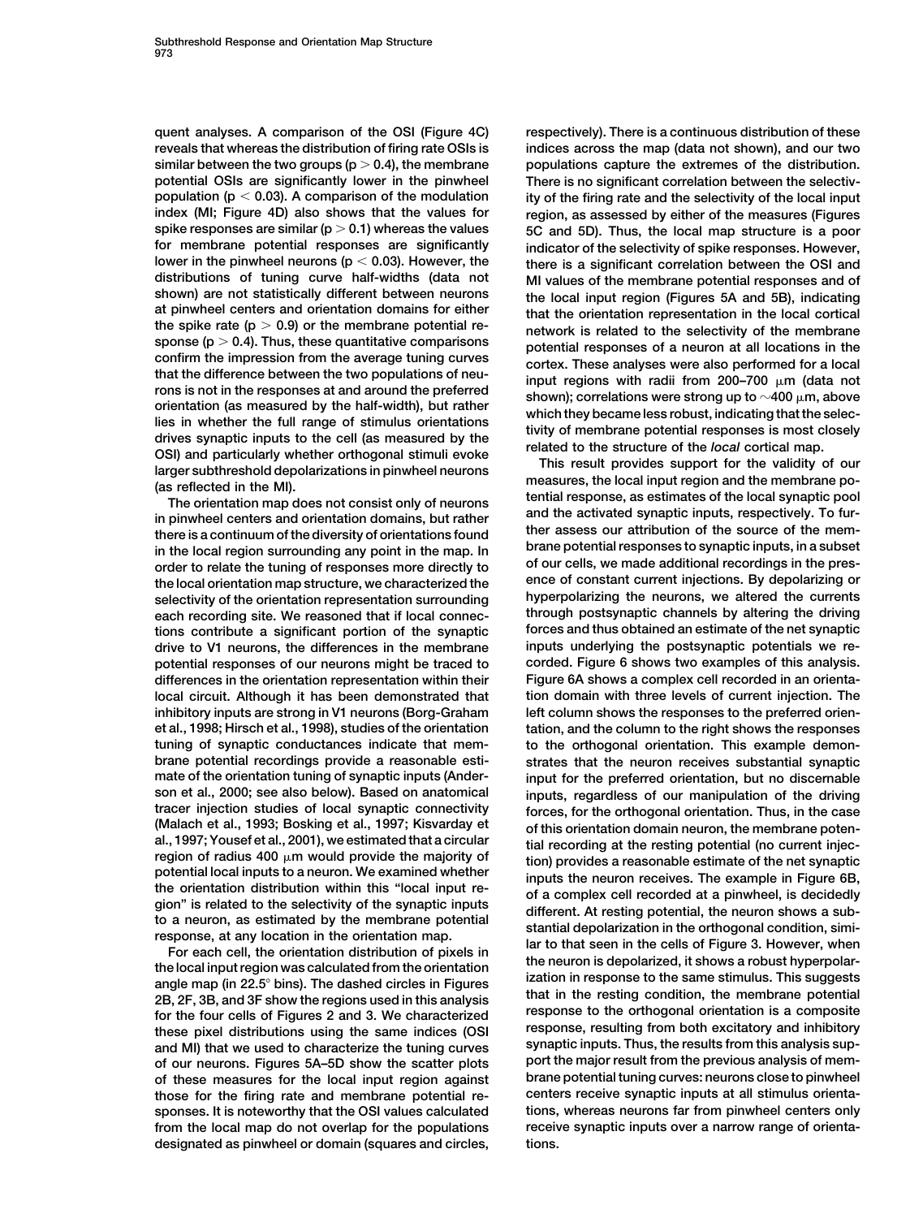quent analyses. A comparison of the OSI (Figure 4C) reveals that whereas the distribution of firing rate OSIs is similar between the two groups ($p > 0.4$), the membrane potential OSIs are significantly lower in the pinwheel population ($p < 0.03$). A comparison of the modulation index (MI; Figure 4D) also shows that the values for spike responses are similar ($p > 0.1$) whereas the values for membrane potential responses are significantly lower in the pinwheel neurons ($p < 0.03$). However, the distributions of tuning curve half-widths (data not shown) are not statistically different between neurons at pinwheel centers and orientation domains for either the spike rate ($p > 0.9$) or the membrane potential response ($p > 0.4$). Thus, these quantitative comparisons confirm the impression from the average tuning curves that the difference between the two populations of neurons is not in the responses at and around the preferred orientation (as measured by the half-width), but rather lies in whether the full range of stimulus orientations drives synaptic inputs to the cell (as measured by the OSI) and particularly whether orthogonal stimuli evoke larger subthreshold depolarizations in pinwheel neurons (as reflected in the MI).

The orientation map does not consist only of neurons in pinwheel centers and orientation domains, but rather there is a continuum of the diversity of orientations found in the local region surrounding any point in the map. In order to relate the tuning of responses more directly to the local orientation map structure, we characterized the selectivity of the orientation representation surrounding each recording site. We reasoned that if local connections contribute a significant portion of the synaptic drive to V1 neurons, the differences in the membrane potential responses of our neurons might be traced to differences in the orientation representation within their local circuit. Although it has been demonstrated that inhibitory inputs are strong in V1 neurons (Borg-Graham et al., 1998; Hirsch et al., 1998), studies of the orientation tuning of synaptic conductances indicate that membrane potential recordings provide a reasonable estimate of the orientation tuning of synaptic inputs (Anderson et al., 2000; see also below). Based on anatomical tracer injection studies of local synaptic connectivity (Malach et al., 1993; Bosking et al., 1997; Kisvarday et al., 1997; Yousef et al., 2001), we estimated that a circular region of radius 400 μm would provide the majority of potential local inputs to a neuron. We examined whether the orientation distribution within this "local input region" is related to the selectivity of the synaptic inputs to a neuron, as estimated by the membrane potential response, at any location in the orientation map.

For each cell, the orientation distribution of pixels in the local input region was calculated from the orientation angle map (in 22.5° bins). The dashed circles in Figures 2B, 2F, 3B, and 3F show the regions used in this analysis for the four cells of Figures 2 and 3. We characterized these pixel distributions using the same indices (OSI and MI) that we used to characterize the tuning curves of our neurons. Figures 5A–5D show the scatter plots of these measures for the local input region against those for the firing rate and membrane potential responses. It is noteworthy that the OSI values calculated from the local map do not overlap for the populations designated as pinwheel or domain (squares and circles, respectively). There is a continuous distribution of these indices across the map (data not shown), and our two populations capture the extremes of the distribution.

There is no significant correlation between the selectivity of the firing rate and the selectivity of the local input region, as assessed by either of the measures (Figures 5C and 5D). Thus, the local map structure is a poor indicator of the selectivity of spike responses. However, there is a significant correlation between the OSI and MI values of the membrane potential responses and of the local input region (Figures 5A and 5B), indicating that the orientation representation in the local cortical network is related to the selectivity of the membrane potential responses of a neuron at all locations in the cortex. These analyses were also performed for a local input regions with radii from 200–700 μm (data not shown); correlations were strong up to ~400 μm, above which they became less robust, indicating that the selectivity of membrane potential responses is most closely related to the structure of the *local* cortical map.

This result provides support for the validity of our measures, the local input region and the membrane potential response, as estimates of the local synaptic pool and the activated synaptic inputs, respectively. To further assess our attribution of the source of the membrane potential responses to synaptic inputs, in a subset of our cells, we made additional recordings in the presence of constant current injections. By depolarizing or hyperpolarizing the neurons, we altered the currents through postsynaptic channels by altering the driving forces and thus obtained an estimate of the net synaptic inputs underlying the postsynaptic potentials we recorded. Figure 6 shows two examples of this analysis. Figure 6A shows a complex cell recorded in an orientation domain with three levels of current injection. The left column shows the responses to the preferred orientation, and the column to the right shows the responses to the orthogonal orientation. This example demonstrates that the neuron receives substantial synaptic input for the preferred orientation, but no discernable inputs, regardless of our manipulation of the driving forces, for the orthogonal orientation. Thus, in the case of this orientation domain neuron, the membrane potential recording at the resting potential (no current injection) provides a reasonable estimate of the net synaptic inputs the neuron receives. The example in Figure 6B, of a complex cell recorded at a pinwheel, is decidedly different. At resting potential, the neuron shows a substantial depolarization in the orthogonal condition, similar to that seen in the cells of Figure 3. However, when the neuron is depolarized, it shows a robust hyperpolarization in response to the same stimulus. This suggests that in the resting condition, the membrane potential response to the orthogonal orientation is a composite response, resulting from both excitatory and inhibitory synaptic inputs. Thus, the results from this analysis support the major result from the previous analysis of membrane potential tuning curves: neurons close to pinwheel centers receive synaptic inputs at all stimulus orientations, whereas neurons far from pinwheel centers only receive synaptic inputs over a narrow range of orientations.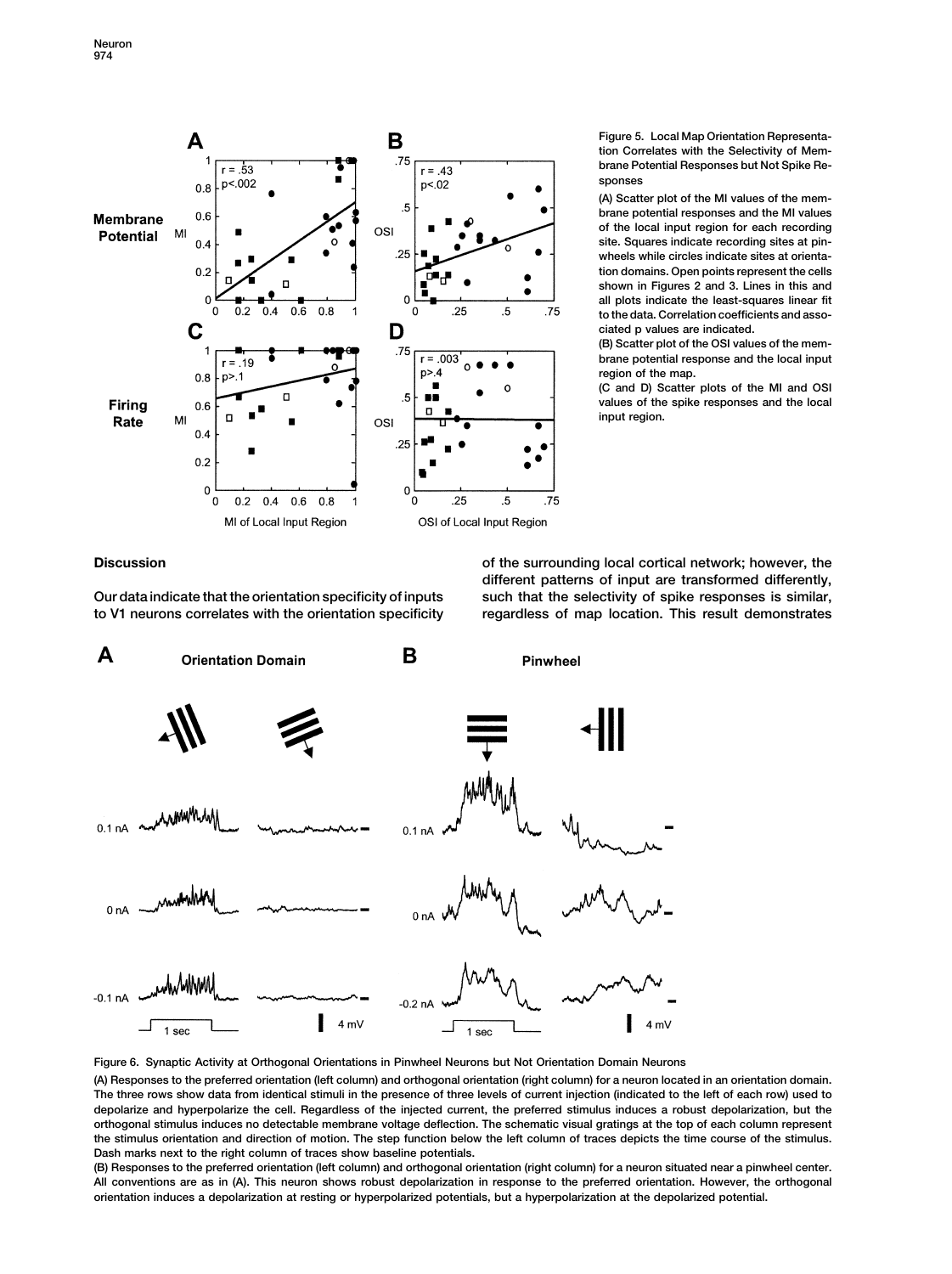A

Membrane Potential

MI

r = .53
p<.002

1
0.8
0.6
0.4
0.2
0

0 0.2 0.4 0.6 0.8 1

B

OSI

r = .43
p<.02

.75
.5
.25
0

0 .25 .5 .75

C

Firing Rate

MI

r = .19
p>.1

1
0.8
0.6
0.4
0.2
0

0 0.2 0.4 0.6 0.8 1

MI of Local Input Region

D

OSI

r = .003
p>.4

.75
.5
.25
0

0 .25 .5 .75

OSI of Local Input Region

**Figure 5. Local Map Orientation Representation Correlates with the Selectivity of Membrane Potential Responses but Not Spike Responses**

(A) Scatter plot of the MI values of the membrane potential responses and the MI values of the local input region for each recording site. Squares indicate recording sites at pinwheels while circles indicate sites at orientation domains. Open points represent the cells shown in Figures 2 and 3. Lines in this and all plots indicate the least-squares linear fit to the data. Correlation coefficients and associated p values are indicated.

(B) Scatter plot of the OSI values of the membrane potential response and the local input region of the map.

(C and D) Scatter plots of the MI and OSI values of the spike responses and the local input region.

## Discussion

Our data indicate that the orientation specificity of inputs to V1 neurons correlates with the orientation specificity of the surrounding local cortical network; however, the different patterns of input are transformed differently, such that the selectivity of spike responses is similar, regardless of map location. This result demonstrates

A Orientation Domain

0.1 nA

0 nA

-0.1 nA

1 sec

4 mV

B Pinwheel

0.1 nA

0 nA

-0.2 nA

1 sec

4 mV

**Figure 6. Synaptic Activity at Orthogonal Orientations in Pinwheel Neurons but Not Orientation Domain Neurons**

(A) Responses to the preferred orientation (left column) and orthogonal orientation (right column) for a neuron located in an orientation domain. The three rows show data from identical stimuli in the presence of three levels of current injection (indicated to the left of each row) used to depolarize and hyperpolarize the cell. Regardless of the injected current, the preferred stimulus induces a robust depolarization, but the orthogonal stimulus induces no detectable membrane voltage deflection. The schematic visual gratings at the top of each column represent the stimulus orientation and direction of motion. The step function below the left column of traces depicts the time course of the stimulus. Dash marks next to the right column of traces show baseline potentials.

(B) Responses to the preferred orientation (left column) and orthogonal orientation (right column) for a neuron situated near a pinwheel center. All conventions are as in (A). This neuron shows robust depolarization in response to the preferred orientation. However, the orthogonal orientation induces a depolarization at resting or hyperpolarized potentials, but a hyperpolarization at the depolarized potential.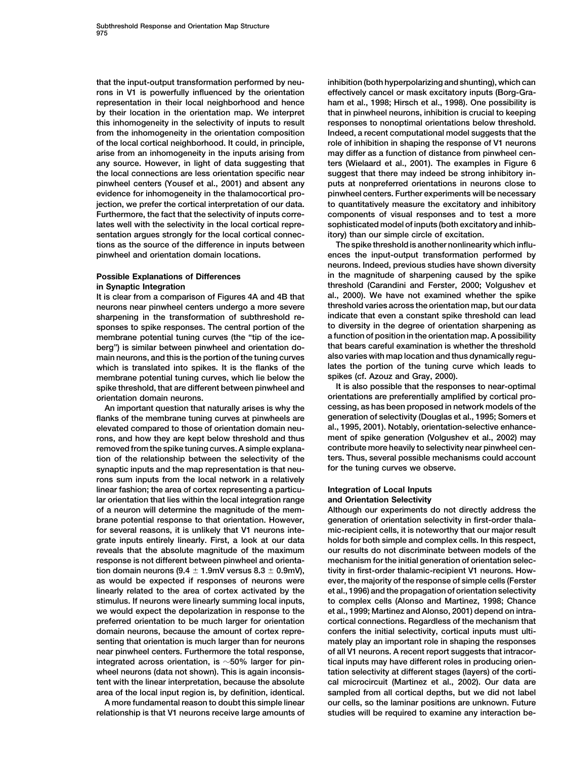that the input-output transformation performed by neurons in V1 is powerfully influenced by the orientation representation in their local neighborhood and hence by their location in the orientation map. We interpret this inhomogeneity in the selectivity of inputs to result from the inhomogeneity in the orientation composition of the local cortical neighborhood. It could, in principle, arise from an inhomogeneity in the inputs arising from any source. However, in light of data suggesting that the local connections are less orientation specific near pinwheel centers (Yousef et al., 2001) and absent any evidence for inhomogeneity in the thalamocortical projection, we prefer the cortical interpretation of our data. Furthermore, the fact that the selectivity of inputs correlates well with the selectivity in the local cortical representation argues strongly for the local cortical connections as the source of the difference in inputs between pinwheel and orientation domain locations.

## Possible Explanations of Differences in Synaptic Integration

It is clear from a comparison of Figures 4A and 4B that neurons near pinwheel centers undergo a more severe sharpening in the transformation of subthreshold responses to spike responses. The central portion of the membrane potential tuning curves (the "tip of the iceberg") is similar between pinwheel and orientation domain neurons, and this is the portion of the tuning curves which is translated into spikes. It is the flanks of the membrane potential tuning curves, which lie below the spike threshold, that are different between pinwheel and orientation domain neurons.

An important question that naturally arises is why the flanks of the membrane tuning curves at pinwheels are elevated compared to those of orientation domain neurons, and how they are kept below threshold and thus removed from the spike tuning curves. A simple explanation of the relationship between the selectivity of the synaptic inputs and the map representation is that neurons sum inputs from the local network in a relatively linear fashion; the area of cortex representing a particular orientation that lies within the local integration range of a neuron will determine the magnitude of the membrane potential response to that orientation. However, for several reasons, it is unlikely that V1 neurons integrate inputs entirely linearly. First, a look at our data reveals that the absolute magnitude of the maximum response is not different between pinwheel and orientation domain neurons ($9.4 \pm 1.9$mV versus $8.3 \pm 0.9$mV), as would be expected if responses of neurons were linearly related to the area of cortex activated by the stimulus. If neurons were linearly summing local inputs, we would expect the depolarization in response to the preferred orientation to be much larger for orientation domain neurons, because the amount of cortex representing that orientation is much larger than for neurons near pinwheel centers. Furthermore the total response, integrated across orientation, is ~50% larger for pinwheel neurons (data not shown). This is again inconsistent with the linear interpretation, because the absolute area of the local input region is, by definition, identical.

A more fundamental reason to doubt this simple linear relationship is that V1 neurons receive large amounts of inhibition (both hyperpolarizing and shunting), which can effectively cancel or mask excitatory inputs (Borg-Graham et al., 1998; Hirsch et al., 1998). One possibility is that in pinwheel neurons, inhibition is crucial to keeping responses to nonoptimal orientations below threshold. Indeed, a recent computational model suggests that the role of inhibition in shaping the response of V1 neurons may differ as a function of distance from pinwheel centers (Wielaard et al., 2001). The examples in Figure 6 suggest that there may indeed be strong inhibitory inputs at nonpreferred orientations in neurons close to pinwheel centers. Further experiments will be necessary to quantitatively measure the excitatory and inhibitory components of visual responses and to test a more sophisticated model of inputs (both excitatory and inhibitory) than our simple circle of excitation.

The spike threshold is another nonlinearity which influences the input-output transformation performed by neurons. Indeed, previous studies have shown diversity in the magnitude of sharpening caused by the spike threshold (Carandini and Ferster, 2000; Volgushev et al., 2000). We have not examined whether the spike threshold varies across the orientation map, but our data indicate that even a constant spike threshold can lead to diversity in the degree of orientation sharpening as a function of position in the orientation map. A possibility that bears careful examination is whether the threshold also varies with map location and thus dynamically regulates the portion of the tuning curve which leads to spikes (cf. Azouz and Gray, 2000).

It is also possible that the responses to near-optimal orientations are preferentially amplified by cortical processing, as has been proposed in network models of the generation of selectivity (Douglas et al., 1995; Somers et al., 1995, 2001). Notably, orientation-selective enhancement of spike generation (Volgushev et al., 2002) may contribute more heavily to selectivity near pinwheel centers. Thus, several possible mechanisms could account for the tuning curves we observe.

## Integration of Local Inputs and Orientation Selectivity

Although our experiments do not directly address the generation of orientation selectivity in first-order thalamic-recipient cells, it is noteworthy that our major result holds for both simple and complex cells. In this respect, our results do not discriminate between models of the mechanism for the initial generation of orientation selectivity in first-order thalamic-recipient V1 neurons. However, the majority of the response of simple cells (Ferster et al., 1996) and the propagation of orientation selectivity to complex cells (Alonso and Martinez, 1998; Chance et al., 1999; Martinez and Alonso, 2001) depend on intracortical connections. Regardless of the mechanism that confers the initial selectivity, cortical inputs must ultimately play an important role in shaping the responses of all V1 neurons. A recent report suggests that intracortical inputs may have different roles in producing orientation selectivity at different stages (layers) of the cortical microcircuit (Martinez et al., 2002). Our data are sampled from all cortical depths, but we did not label our cells, so the laminar positions are unknown. Future studies will be required to examine any interaction be-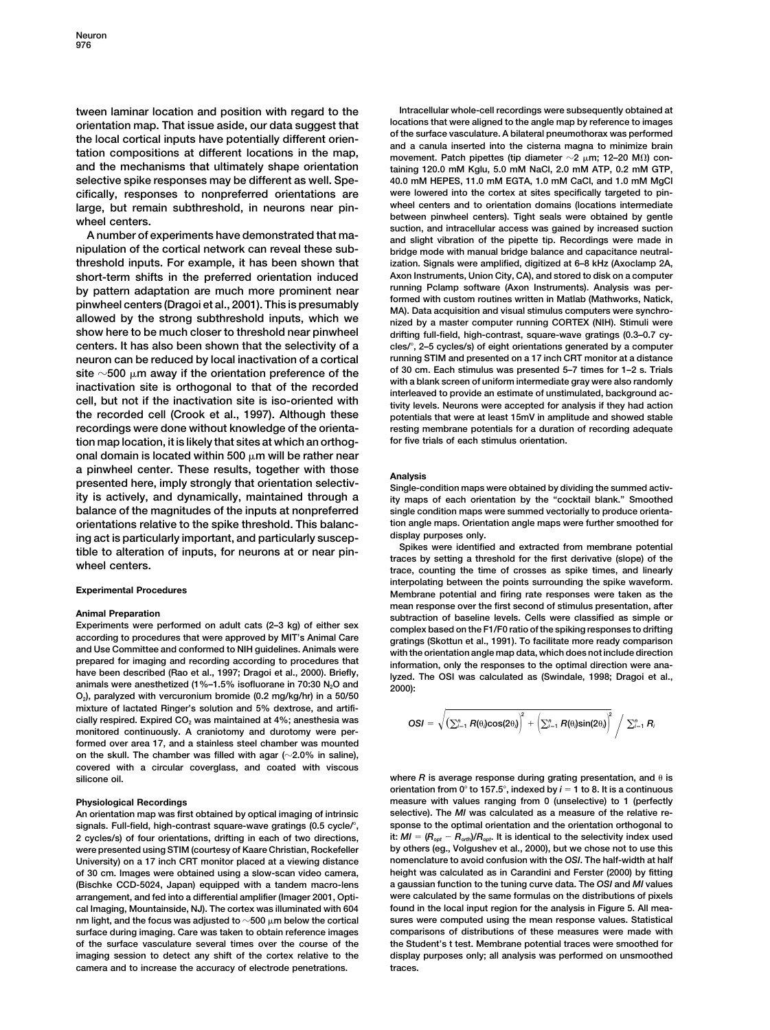tween laminar location and position with regard to the orientation map. That issue aside, our data suggest that the local cortical inputs have potentially different orientation compositions at different locations in the map, and the mechanisms that ultimately shape orientation selective spike responses may be different as well. Specifically, responses to nonpreferred orientations are large, but remain subthreshold, in neurons near pinwheel centers.

A number of experiments have demonstrated that manipulation of the cortical network can reveal these subthreshold inputs. For example, it has been shown that short-term shifts in the preferred orientation induced by pattern adaptation are much more prominent near pinwheel centers (Dragoi et al., 2001). This is presumably allowed by the strong subthreshold inputs, which we show here to be much closer to threshold near pinwheel centers. It has also been shown that the selectivity of a neuron can be reduced by local inactivation of a cortical site ~500 μm away if the orientation preference of the inactivation site is orthogonal to that of the recorded cell, but not if the inactivation site is iso-oriented with the recorded cell (Crook et al., 1997). Although these recordings were done without knowledge of the orientation map location, it is likely that sites at which an orthogonal domain is located within 500 μm will be rather near a pinwheel center. These results, together with those presented here, imply strongly that orientation selectivity is actively, and dynamically, maintained through a balance of the magnitudes of the inputs at nonpreferred orientations relative to the spike threshold. This balancing act is particularly important, and particularly susceptible to alteration of inputs, for neurons at or near pinwheel centers.

## Experimental Procedures

### Animal Preparation

Experiments were performed on adult cats (2–3 kg) of either sex according to procedures that were approved by MIT's Animal Care and Use Committee and conformed to NIH guidelines. Animals were prepared for imaging and recording according to procedures that have been described (Rao et al., 1997; Dragoi et al., 2000). Briefly, animals were anesthetized (1%–1.5% isofluorane in 70:30 $N_2O$ and $O_2$), paralyzed with vercuronium bromide (0.2 mg/kg/hr) in a 50/50 mixture of lactated Ringer's solution and 5% dextrose, and artificially respired. Expired $CO_2$ was maintained at 4%; anesthesia was monitored continuously. A craniotomy and durotomy were performed over area 17, and a stainless steel chamber was mounted on the skull. The chamber was filled with agar (~2.0% in saline), covered with a circular coverglass, and coated with viscous silicone oil.

### Physiological Recordings

An orientation map was first obtained by optical imaging of intrinsic signals. Full-field, high-contrast square-wave gratings (0.5 cycle/°, 2 cycles/s) of four orientations, drifting in each of two directions, were presented using STIM (courtesy of Kaare Christian, Rockefeller University) on a 17 inch CRT monitor placed at a viewing distance of 30 cm. Images were obtained using a slow-scan video camera, (Bischke CCD-5024, Japan) equipped with a tandem macro-lens arrangement, and fed into a differential amplifier (Imager 2001, Optical Imaging, Mountainside, NJ). The cortex was illuminated with 604 nm light, and the focus was adjusted to ~500 μm below the cortical surface during imaging. Care was taken to obtain reference images of the surface vasculature several times over the course of the imaging session to detect any shift of the cortex relative to the camera and to increase the accuracy of electrode penetrations.

Intracellular whole-cell recordings were subsequently obtained at locations that were aligned to the angle map by reference to images of the surface vasculature. A bilateral pneumothorax was performed and a canula inserted into the cisterna magna to minimize brain movement. Patch pipettes (tip diameter ~2 μm; 12–20 MΩ) containing 120.0 mM Kglu, 5.0 mM NaCl, 2.0 mM ATP, 0.2 mM GTP, 40.0 mM HEPES, 11.0 mM EGTA, 1.0 mM CaCl, and 1.0 mM MgCl were lowered into the cortex at sites specifically targeted to pinwheel centers and to orientation domains (locations intermediate between pinwheel centers). Tight seals were obtained by gentle suction, and intracellular access was gained by increased suction and slight vibration of the pipette tip. Recordings were made in bridge mode with manual bridge balance and capacitance neutralization. Signals were amplified, digitized at 6–8 kHz (Axoclamp 2A, Axon Instruments, Union City, CA), and stored to disk on a computer running Pclamp software (Axon Instruments). Analysis was performed with custom routines written in Matlab (Mathworks, Natick, MA). Data acquisition and visual stimulus computers were synchronized by a master computer running CORTEX (NIH). Stimuli were drifting full-field, high-contrast, square-wave gratings (0.3–0.7 cycles/°, 2–5 cycles/s) of eight orientations generated by a computer running STIM and presented on a 17 inch CRT monitor at a distance of 30 cm. Each stimulus was presented 5–7 times for 1–2 s. Trials with a blank screen of uniform intermediate gray were also randomly interleaved to provide an estimate of unstimulated, background activity levels. Neurons were accepted for analysis if they had action potentials that were at least 15mV in amplitude and showed stable resting membrane potentials for a duration of recording adequate for five trials of each stimulus orientation.

### Analysis

Single-condition maps were obtained by dividing the summed activity maps of each orientation by the "cocktail blank." Smoothed single condition maps were summed vectorially to produce orientation angle maps. Orientation angle maps were further smoothed for display purposes only.

Spikes were identified and extracted from membrane potential traces by setting a threshold for the first derivative (slope) of the trace, counting the time of crosses as spike times, and linearly interpolating between the points surrounding the spike waveform. Membrane potential and firing rate responses were taken as the mean response over the first second of stimulus presentation, after subtraction of baseline levels. Cells were classified as simple or complex based on the F1/F0 ratio of the spiking responses to drifting gratings (Skottun et al., 1991). To facilitate more ready comparison with the orientation angle map data, which does not include direction information, only the responses to the optimal direction were analyzed. The OSI was calculated as (Swindale, 1998; Dragoi et al., 2000):

$$OSI = \sqrt{\left(\sum_{i=1}^{n} R(\theta_i)\cos(2\theta_i)\right)^2 + \left(\sum_{i=1}^{n} R(\theta_i)\sin(2\theta_i)\right)^2} \Bigg/ \sum_{i=1}^{n} R_i$$

where $R$ is average response during grating presentation, and $\theta$ is orientation from 0° to 157.5°, indexed by $i = 1$ to 8. It is a continuous measure with values ranging from 0 (unselective) to 1 (perfectly selective). The *MI* was calculated as a measure of the relative response to the optimal orientation and the orientation orthogonal to it: $MI = (R_{opt} - R_{orth})/R_{opt}$. It is identical to the selectivity index used by others (eg., Volgushev et al., 2000), but we chose not to use this nomenclature to avoid confusion with the *OSI*. The half-width at half height was calculated as in Carandini and Ferster (2000) by fitting a gaussian function to the tuning curve data. The *OSI* and *MI* values were calculated by the same formulas on the distributions of pixels found in the local input region for the analysis in Figure 5. All measures were computed using the mean response values. Statistical comparisons of distributions of these measures were made with the Student's t test. Membrane potential traces were smoothed for display purposes only; all analysis was performed on unsmoothed traces.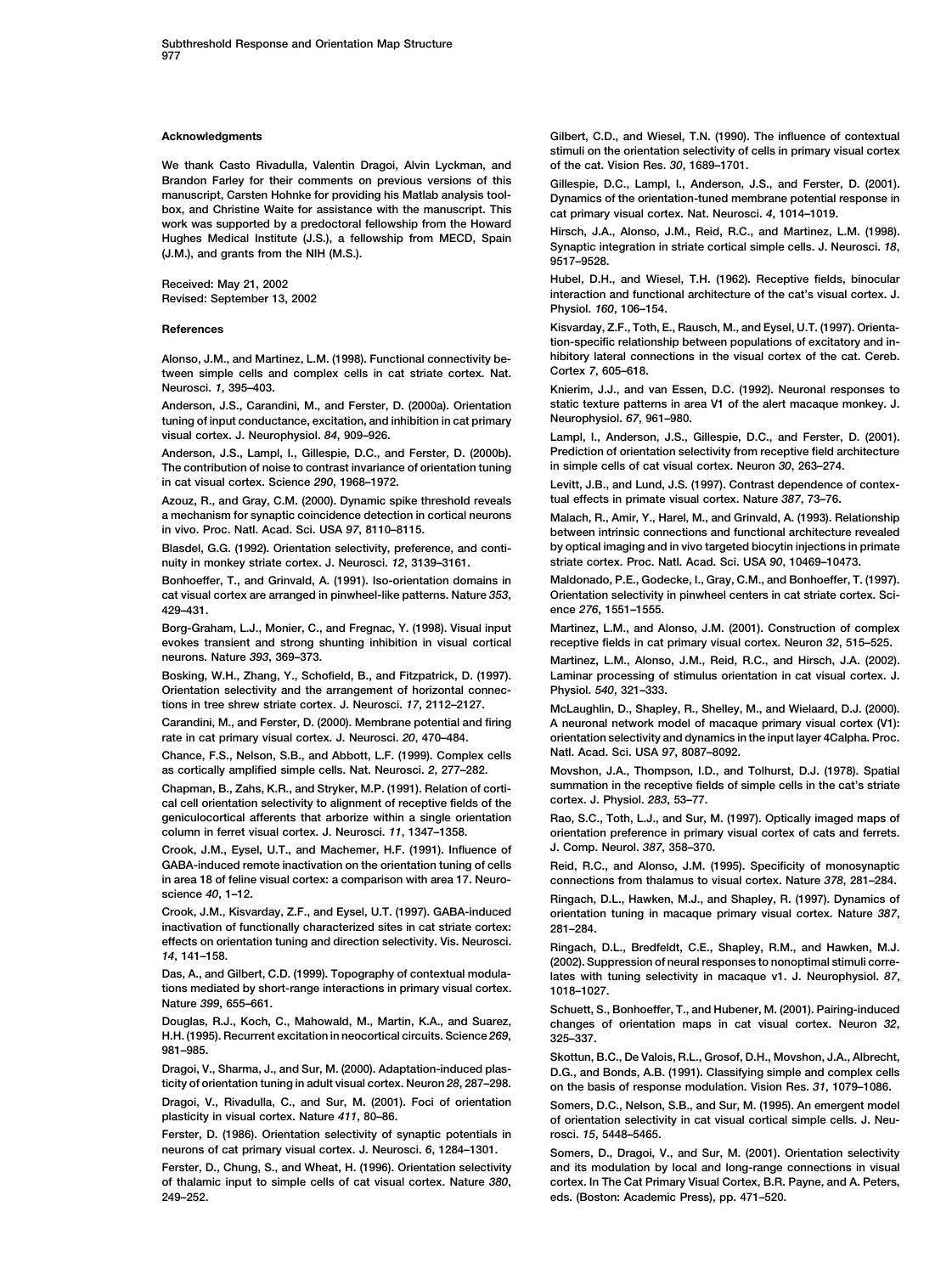## Acknowledgments

We thank Casto Rivadulla, Valentin Dragoi, Alvin Lyckman, and Brandon Farley for their comments on previous versions of this manuscript, Carsten Hohnke for providing his Matlab analysis toolbox, and Christine Waite for assistance with the manuscript. This work was supported by a predoctoral fellowship from the Howard Hughes Medical Institute (J.S.), a fellowship from MECD, Spain (J.M.), and grants from the NIH (M.S.).

Received: May 21, 2002
Revised: September 13, 2002

## References

Alonso, J.M., and Martinez, L.M. (1998). Functional connectivity between simple cells and complex cells in cat striate cortex. Nat. Neurosci. *1*, 395–403.

Anderson, J.S., Carandini, M., and Ferster, D. (2000a). Orientation tuning of input conductance, excitation, and inhibition in cat primary visual cortex. J. Neurophysiol. *84*, 909–926.

Anderson, J.S., Lampl, I., Gillespie, D.C., and Ferster, D. (2000b). The contribution of noise to contrast invariance of orientation tuning in cat visual cortex. Science *290*, 1968–1972.

Azouz, R., and Gray, C.M. (2000). Dynamic spike threshold reveals a mechanism for synaptic coincidence detection in cortical neurons in vivo. Proc. Natl. Acad. Sci. USA *97*, 8110–8115.

Blasdel, G.G. (1992). Orientation selectivity, preference, and continuity in monkey striate cortex. J. Neurosci. *12*, 3139–3161.

Bonhoeffer, T., and Grinvald, A. (1991). Iso-orientation domains in cat visual cortex are arranged in pinwheel-like patterns. Nature *353*, 429–431.

Borg-Graham, L.J., Monier, C., and Fregnac, Y. (1998). Visual input evokes transient and strong shunting inhibition in visual cortical neurons. Nature *393*, 369–373.

Bosking, W.H., Zhang, Y., Schofield, B., and Fitzpatrick, D. (1997). Orientation selectivity and the arrangement of horizontal connections in tree shrew striate cortex. J. Neurosci. *17*, 2112–2127.

Carandini, M., and Ferster, D. (2000). Membrane potential and firing rate in cat primary visual cortex. J. Neurosci. *20*, 470–484.

Chance, F.S., Nelson, S.B., and Abbott, L.F. (1999). Complex cells as cortically amplified simple cells. Nat. Neurosci. *2*, 277–282.

Chapman, B., Zahs, K.R., and Stryker, M.P. (1991). Relation of cortical cell orientation selectivity to alignment of receptive fields of the geniculocortical afferents that arborize within a single orientation column in ferret visual cortex. J. Neurosci. *11*, 1347–1358.

Crook, J.M., Eysel, U.T., and Machemer, H.F. (1991). Influence of GABA-induced remote inactivation on the orientation tuning of cells in area 18 of feline visual cortex: a comparison with area 17. Neuroscience *40*, 1–12.

Crook, J.M., Kisvarday, Z.F., and Eysel, U.T. (1997). GABA-induced inactivation of functionally characterized sites in cat striate cortex: effects on orientation tuning and direction selectivity. Vis. Neurosci. *14*, 141–158.

Das, A., and Gilbert, C.D. (1999). Topography of contextual modulations mediated by short-range interactions in primary visual cortex. Nature *399*, 655–661.

Douglas, R.J., Koch, C., Mahowald, M., Martin, K.A., and Suarez, H.H. (1995). Recurrent excitation in neocortical circuits. Science *269*, 981–985.

Dragoi, V., Sharma, J., and Sur, M. (2000). Adaptation-induced plasticity of orientation tuning in adult visual cortex. Neuron *28*, 287–298.

Dragoi, V., Rivadulla, C., and Sur, M. (2001). Foci of orientation plasticity in visual cortex. Nature *411*, 80–86.

Ferster, D. (1986). Orientation selectivity of synaptic potentials in neurons of cat primary visual cortex. J. Neurosci. *6*, 1284–1301.

Ferster, D., Chung, S., and Wheat, H. (1996). Orientation selectivity of thalamic input to simple cells of cat visual cortex. Nature *380*, 249–252.

Gilbert, C.D., and Wiesel, T.N. (1990). The influence of contextual stimuli on the orientation selectivity of cells in primary visual cortex of the cat. Vision Res. *30*, 1689–1701.

Gillespie, D.C., Lampl, I., Anderson, J.S., and Ferster, D. (2001). Dynamics of the orientation-tuned membrane potential response in cat primary visual cortex. Nat. Neurosci. *4*, 1014–1019.

Hirsch, J.A., Alonso, J.M., Reid, R.C., and Martinez, L.M. (1998). Synaptic integration in striate cortical simple cells. J. Neurosci. *18*, 9517–9528.

Hubel, D.H., and Wiesel, T.H. (1962). Receptive fields, binocular interaction and functional architecture of the cat's visual cortex. J. Physiol. *160*, 106–154.

Kisvarday, Z.F., Toth, E., Rausch, M., and Eysel, U.T. (1997). Orientation-specific relationship between populations of excitatory and inhibitory lateral connections in the visual cortex of the cat. Cereb. Cortex *7*, 605–618.

Knierim, J.J., and van Essen, D.C. (1992). Neuronal responses to static texture patterns in area V1 of the alert macaque monkey. J. Neurophysiol. *67*, 961–980.

Lampl, I., Anderson, J.S., Gillespie, D.C., and Ferster, D. (2001). Prediction of orientation selectivity from receptive field architecture in simple cells of cat visual cortex. Neuron *30*, 263–274.

Levitt, J.B., and Lund, J.S. (1997). Contrast dependence of contextual effects in primate visual cortex. Nature *387*, 73–76.

Malach, R., Amir, Y., Harel, M., and Grinvald, A. (1993). Relationship between intrinsic connections and functional architecture revealed by optical imaging and in vivo targeted biocytin injections in primate striate cortex. Proc. Natl. Acad. Sci. USA *90*, 10469–10473.

Maldonado, P.E., Godecke, I., Gray, C.M., and Bonhoeffer, T. (1997). Orientation selectivity in pinwheel centers in cat striate cortex. Science *276*, 1551–1555.

Martinez, L.M., and Alonso, J.M. (2001). Construction of complex receptive fields in cat primary visual cortex. Neuron *32*, 515–525.

Martinez, L.M., Alonso, J.M., Reid, R.C., and Hirsch, J.A. (2002). Laminar processing of stimulus orientation in cat visual cortex. J. Physiol. *540*, 321–333.

McLaughlin, D., Shapley, R., Shelley, M., and Wielaard, D.J. (2000). A neuronal network model of macaque primary visual cortex (V1): orientation selectivity and dynamics in the input layer 4Calpha. Proc. Natl. Acad. Sci. USA *97*, 8087–8092.

Movshon, J.A., Thompson, I.D., and Tolhurst, D.J. (1978). Spatial summation in the receptive fields of simple cells in the cat's striate cortex. J. Physiol. *283*, 53–77.

Rao, S.C., Toth, L.J., and Sur, M. (1997). Optically imaged maps of orientation preference in primary visual cortex of cats and ferrets. J. Comp. Neurol. *387*, 358–370.

Reid, R.C., and Alonso, J.M. (1995). Specificity of monosynaptic connections from thalamus to visual cortex. Nature *378*, 281–284.

Ringach, D.L., Hawken, M.J., and Shapley, R. (1997). Dynamics of orientation tuning in macaque primary visual cortex. Nature *387*, 281–284.

Ringach, D.L., Bredfeldt, C.E., Shapley, R.M., and Hawken, M.J. (2002). Suppression of neural responses to nonoptimal stimuli correlates with tuning selectivity in macaque v1. J. Neurophysiol. *87*, 1018–1027.

Schuett, S., Bonhoeffer, T., and Hubener, M. (2001). Pairing-induced changes of orientation maps in cat visual cortex. Neuron *32*, 325–337.

Skottun, B.C., De Valois, R.L., Grosof, D.H., Movshon, J.A., Albrecht, D.G., and Bonds, A.B. (1991). Classifying simple and complex cells on the basis of response modulation. Vision Res. *31*, 1079–1086.

Somers, D.C., Nelson, S.B., and Sur, M. (1995). An emergent model of orientation selectivity in cat visual cortical simple cells. J. Neurosci. *15*, 5448–5465.

Somers, D., Dragoi, V., and Sur, M. (2001). Orientation selectivity and its modulation by local and long-range connections in visual cortex. In The Cat Primary Visual Cortex, B.R. Payne, and A. Peters, eds. (Boston: Academic Press), pp. 471–520.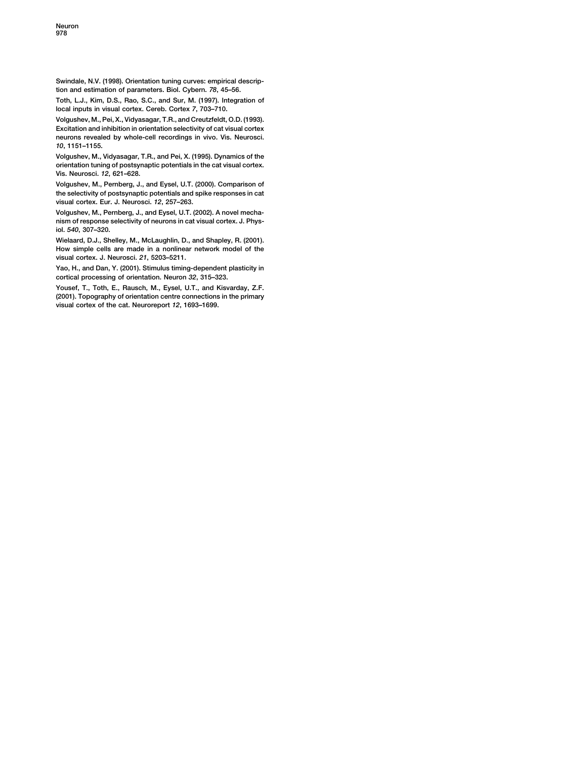Swindale, N.V. (1998). Orientation tuning curves: empirical description and estimation of parameters. Biol. Cybern. *78*, 45–56.

Toth, L.J., Kim, D.S., Rao, S.C., and Sur, M. (1997). Integration of local inputs in visual cortex. Cereb. Cortex *7*, 703–710.

Volgushev, M., Pei, X., Vidyasagar, T.R., and Creutzfeldt, O.D. (1993). Excitation and inhibition in orientation selectivity of cat visual cortex neurons revealed by whole-cell recordings in vivo. Vis. Neurosci. *10*, 1151–1155.

Volgushev, M., Vidyasagar, T.R., and Pei, X. (1995). Dynamics of the orientation tuning of postsynaptic potentials in the cat visual cortex. Vis. Neurosci. *12*, 621–628.

Volgushev, M., Pernberg, J., and Eysel, U.T. (2000). Comparison of the selectivity of postsynaptic potentials and spike responses in cat visual cortex. Eur. J. Neurosci. *12*, 257–263.

Volgushev, M., Pernberg, J., and Eysel, U.T. (2002). A novel mechanism of response selectivity of neurons in cat visual cortex. J. Physiol. *540*, 307–320.

Wielaard, D.J., Shelley, M., McLaughlin, D., and Shapley, R. (2001). How simple cells are made in a nonlinear network model of the visual cortex. J. Neurosci. *21*, 5203–5211.

Yao, H., and Dan, Y. (2001). Stimulus timing-dependent plasticity in cortical processing of orientation. Neuron *32*, 315–323.

Yousef, T., Toth, E., Rausch, M., Eysel, U.T., and Kisvarday, Z.F. (2001). Topography of orientation centre connections in the primary visual cortex of the cat. Neuroreport *12*, 1693–1699.